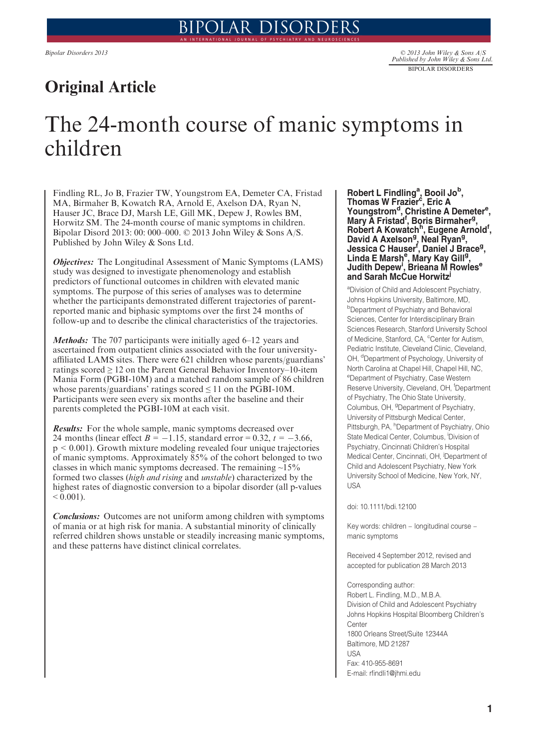Original Article

# The 24-month course of manic symptoms in children

Findling RL, Jo B, Frazier TW, Youngstrom EA, Demeter CA, Fristad MA, Birmaher B, Kowatch RA, Arnold E, Axelson DA, Ryan N, Hauser JC, Brace DJ, Marsh LE, Gill MK, Depew J, Rowles BM, Horwitz SM. The 24-month course of manic symptoms in children. Bipolar Disord 2013: 00: 000–000. © 2013 John Wiley & Sons A/S. Published by John Wiley & Sons Ltd.

*Objectives:* The Longitudinal Assessment of Manic Symptoms (LAMS) study was designed to investigate phenomenology and establish predictors of functional outcomes in children with elevated manic symptoms. The purpose of this series of analyses was to determine whether the participants demonstrated different trajectories of parent-reported manic and biphasic symptoms over the first 24 months of follow-up and to describe the clinical characteristics of the trajectories.

*Methods:* The 707 participants were initially aged 6–12 years and ascertained from outpatient clinics associated with the four university-affiliated LAMS sites. There were 621 children whose parents/guardians' ratings scored $\geq 12$ on the Parent General Behavior Inventory–10-item Mania Form (PGBI-10M) and a matched random sample of 86 children whose parents/guardians' ratings scored $\leq 11$ on the PGBI-10M. Participants were seen every six months after the baseline and their parents completed the PGBI-10M at each visit.

*Results:* For the whole sample, manic symptoms decreased over 24 months (linear effect $B = -1.15$, standard error = 0.32, $t = -3.66$, $p < 0.001$). Growth mixture modeling revealed four unique trajectories of manic symptoms. Approximately 85% of the cohort belonged to two classes in which manic symptoms decreased. The remaining ~15% formed two classes (*high and rising* and *unstable*) characterized by the highest rates of diagnostic conversion to a bipolar disorder (all p-values $< 0.001$).

*Conclusions:* Outcomes are not uniform among children with symptoms of mania or at high risk for mania. A substantial minority of clinically referred children shows unstable or steadily increasing manic symptoms, and these patterns have distinct clinical correlates.

**Robert L Findling[a], Booil Jo[b], Thomas W Frazier[c], Eric A Youngstrom[d], Christine A Demeter[e], Mary A Fristad[f], Boris Birmaher[g], Robert A Kowatch[h], Eugene Arnold[f], David A Axelson[g], Neal Ryan[g], Jessica C Hauser[f], Daniel J Brace[g], Linda E Marsh[e], Mary Kay Gill[g], Judith Depew[i], Brieana M Rowles[e] and Sarah McCue Horwitz[j]**

[a]Division of Child and Adolescent Psychiatry, Johns Hopkins University, Baltimore, MD, [b]Department of Psychiatry and Behavioral Sciences, Center for Interdisciplinary Brain Sciences Research, Stanford University School of Medicine, Stanford, CA, [c]Center for Autism, Pediatric Institute, Cleveland Clinic, Cleveland, OH, [d]Department of Psychology, University of North Carolina at Chapel Hill, Chapel Hill, NC, [e]Department of Psychiatry, Case Western Reserve University, Cleveland, OH, [f]Department of Psychiatry, The Ohio State University, Columbus, OH, [g]Department of Psychiatry, University of Pittsburgh Medical Center, Pittsburgh, PA, [h]Department of Psychiatry, Ohio State Medical Center, Columbus, [i]Division of Psychiatry, Cincinnati Children's Hospital Medical Center, Cincinnati, OH, [j]Department of Child and Adolescent Psychiatry, New York University School of Medicine, New York, NY, USA

doi: 10.1111/bdi.12100

Key words: children – longitudinal course – manic symptoms

Received 4 September 2012, revised and accepted for publication 28 March 2013

Corresponding author:
Robert L. Findling, M.D., M.B.A.
Division of Child and Adolescent Psychiatry
Johns Hopkins Hospital Bloomberg Children's Center
1800 Orleans Street/Suite 12344A
Baltimore, MD 21287
USA
Fax: 410-955-8691
E-mail: rfindli1@jhmi.edu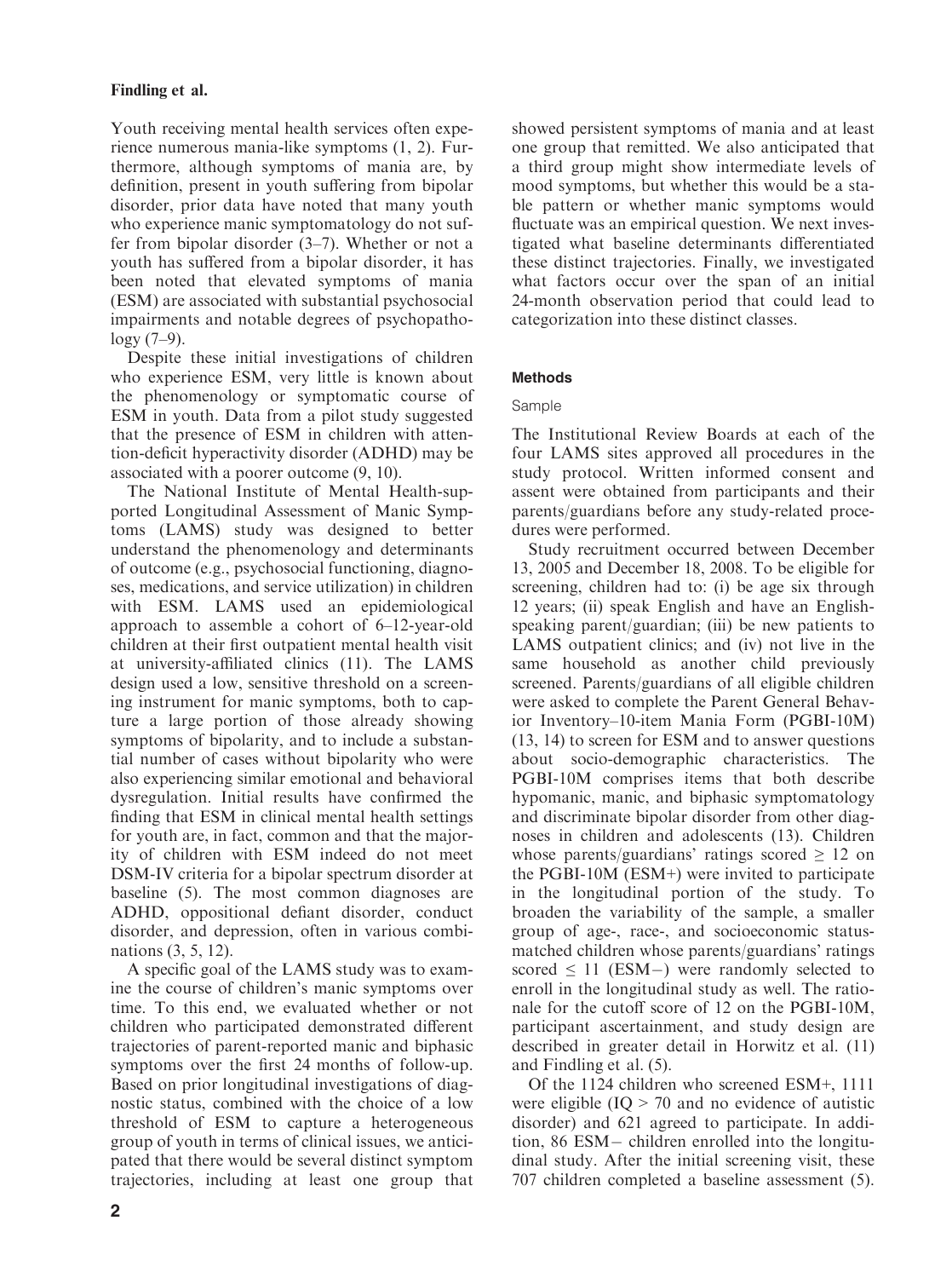Youth receiving mental health services often experience numerous mania-like symptoms (1, 2). Furthermore, although symptoms of mania are, by definition, present in youth suffering from bipolar disorder, prior data have noted that many youth who experience manic symptomatology do not suffer from bipolar disorder (3–7). Whether or not a youth has suffered from a bipolar disorder, it has been noted that elevated symptoms of mania (ESM) are associated with substantial psychosocial impairments and notable degrees of psychopathology (7–9).

Despite these initial investigations of children who experience ESM, very little is known about the phenomenology or symptomatic course of ESM in youth. Data from a pilot study suggested that the presence of ESM in children with attention-deficit hyperactivity disorder (ADHD) may be associated with a poorer outcome (9, 10).

The National Institute of Mental Health-supported Longitudinal Assessment of Manic Symptoms (LAMS) study was designed to better understand the phenomenology and determinants of outcome (e.g., psychosocial functioning, diagnoses, medications, and service utilization) in children with ESM. LAMS used an epidemiological approach to assemble a cohort of 6–12-year-old children at their first outpatient mental health visit at university-affiliated clinics (11). The LAMS design used a low, sensitive threshold on a screening instrument for manic symptoms, both to capture a large portion of those already showing symptoms of bipolarity, and to include a substantial number of cases without bipolarity who were also experiencing similar emotional and behavioral dysregulation. Initial results have confirmed the finding that ESM in clinical mental health settings for youth are, in fact, common and that the majority of children with ESM indeed do not meet DSM-IV criteria for a bipolar spectrum disorder at baseline (5). The most common diagnoses are ADHD, oppositional defiant disorder, conduct disorder, and depression, often in various combinations (3, 5, 12).

A specific goal of the LAMS study was to examine the course of children's manic symptoms over time. To this end, we evaluated whether or not children who participated demonstrated different trajectories of parent-reported manic and biphasic symptoms over the first 24 months of follow-up. Based on prior longitudinal investigations of diagnostic status, combined with the choice of a low threshold of ESM to capture a heterogeneous group of youth in terms of clinical issues, we anticipated that there would be several distinct symptom trajectories, including at least one group that showed persistent symptoms of mania and at least one group that remitted. We also anticipated that a third group might show intermediate levels of mood symptoms, but whether this would be a stable pattern or whether manic symptoms would fluctuate was an empirical question. We next investigated what baseline determinants differentiated these distinct trajectories. Finally, we investigated what factors occur over the span of an initial 24-month observation period that could lead to categorization into these distinct classes.

## Methods

### Sample

The Institutional Review Boards at each of the four LAMS sites approved all procedures in the study protocol. Written informed consent and assent were obtained from participants and their parents/guardians before any study-related procedures were performed.

Study recruitment occurred between December 13, 2005 and December 18, 2008. To be eligible for screening, children had to: (i) be age six through 12 years; (ii) speak English and have an English-speaking parent/guardian; (iii) be new patients to LAMS outpatient clinics; and (iv) not live in the same household as another child previously screened. Parents/guardians of all eligible children were asked to complete the Parent General Behavior Inventory–10-item Mania Form (PGBI-10M) (13, 14) to screen for ESM and to answer questions about socio-demographic characteristics. The PGBI-10M comprises items that both describe hypomanic, manic, and biphasic symptomatology and discriminate bipolar disorder from other diagnoses in children and adolescents (13). Children whose parents/guardians' ratings scored $\geq 12$ on the PGBI-10M (ESM+) were invited to participate in the longitudinal portion of the study. To broaden the variability of the sample, a smaller group of age-, race-, and socioeconomic status-matched children whose parents/guardians' ratings scored $\leq 11$ (ESM−) were randomly selected to enroll in the longitudinal study as well. The rationale for the cutoff score of 12 on the PGBI-10M, participant ascertainment, and study design are described in greater detail in Horwitz et al. (11) and Findling et al. (5).

Of the 1124 children who screened ESM+, 1111 were eligible (IQ > 70 and no evidence of autistic disorder) and 621 agreed to participate. In addition, 86 ESM− children enrolled into the longitudinal study. After the initial screening visit, these 707 children completed a baseline assessment (5).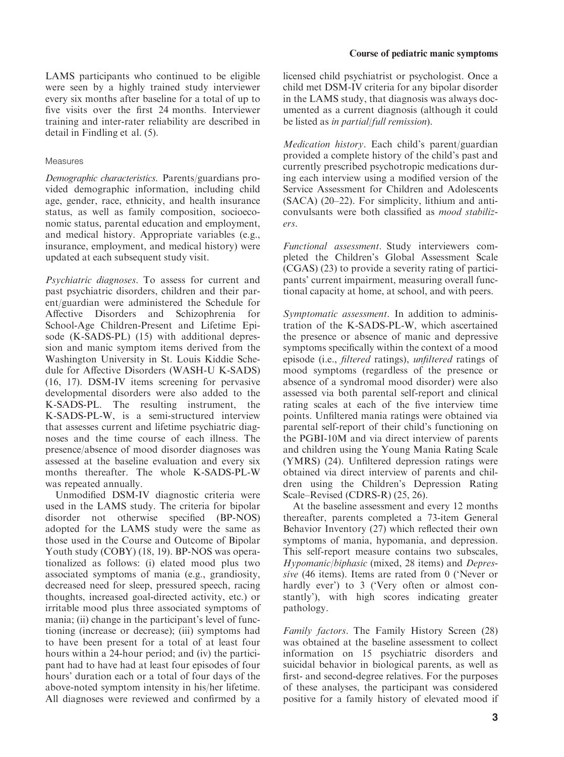LAMS participants who continued to be eligible were seen by a highly trained study interviewer every six months after baseline for a total of up to five visits over the first 24 months. Interviewer training and inter-rater reliability are described in detail in Findling et al. (5).

### Measures

*Demographic characteristics.* Parents/guardians provided demographic information, including child age, gender, race, ethnicity, and health insurance status, as well as family composition, socioeconomic status, parental education and employment, and medical history. Appropriate variables (e.g., insurance, employment, and medical history) were updated at each subsequent study visit.

*Psychiatric diagnoses.* To assess for current and past psychiatric disorders, children and their parent/guardian were administered the Schedule for Affective Disorders and Schizophrenia for School-Age Children-Present and Lifetime Episode (K-SADS-PL) (15) with additional depression and manic symptom items derived from the Washington University in St. Louis Kiddie Schedule for Affective Disorders (WASH-U K-SADS) (16, 17). DSM-IV items screening for pervasive developmental disorders were also added to the K-SADS-PL. The resulting instrument, the K-SADS-PL-W, is a semi-structured interview that assesses current and lifetime psychiatric diagnoses and the time course of each illness. The presence/absence of mood disorder diagnoses was assessed at the baseline evaluation and every six months thereafter. The whole K-SADS-PL-W was repeated annually.

Unmodified DSM-IV diagnostic criteria were used in the LAMS study. The criteria for bipolar disorder not otherwise specified (BP-NOS) adopted for the LAMS study were the same as those used in the Course and Outcome of Bipolar Youth study (COBY) (18, 19). BP-NOS was operationalized as follows: (i) elated mood plus two associated symptoms of mania (e.g., grandiosity, decreased need for sleep, pressured speech, racing thoughts, increased goal-directed activity, etc.) or irritable mood plus three associated symptoms of mania; (ii) change in the participant's level of functioning (increase or decrease); (iii) symptoms had to have been present for a total of at least four hours within a 24-hour period; and (iv) the participant had to have had at least four episodes of four hours' duration each or a total of four days of the above-noted symptom intensity in his/her lifetime. All diagnoses were reviewed and confirmed by a licensed child psychiatrist or psychologist. Once a child met DSM-IV criteria for any bipolar disorder in the LAMS study, that diagnosis was always documented as a current diagnosis (although it could be listed as *in partial/full remission*).

*Medication history.* Each child's parent/guardian provided a complete history of the child's past and currently prescribed psychotropic medications during each interview using a modified version of the Service Assessment for Children and Adolescents (SACA) (20–22). For simplicity, lithium and anticonvulsants were both classified as *mood stabilizers*.

*Functional assessment.* Study interviewers completed the Children's Global Assessment Scale (CGAS) (23) to provide a severity rating of participants' current impairment, measuring overall functional capacity at home, at school, and with peers.

*Symptomatic assessment.* In addition to administration of the K-SADS-PL-W, which ascertained the presence or absence of manic and depressive symptoms specifically within the context of a mood episode (i.e., *filtered* ratings), *unfiltered* ratings of mood symptoms (regardless of the presence or absence of a syndromal mood disorder) were also assessed via both parental self-report and clinical rating scales at each of the five interview time points. Unfiltered mania ratings were obtained via parental self-report of their child's functioning on the PGBI-10M and via direct interview of parents and children using the Young Mania Rating Scale (YMRS) (24). Unfiltered depression ratings were obtained via direct interview of parents and children using the Children's Depression Rating Scale–Revised (CDRS-R) (25, 26).

At the baseline assessment and every 12 months thereafter, parents completed a 73-item General Behavior Inventory (27) which reflected their own symptoms of mania, hypomania, and depression. This self-report measure contains two subscales, *Hypomanic/biphasic* (mixed, 28 items) and *Depressive* (46 items). Items are rated from 0 ('Never or hardly ever') to 3 ('Very often or almost constantly'), with high scores indicating greater pathology.

*Family factors.* The Family History Screen (28) was obtained at the baseline assessment to collect information on 15 psychiatric disorders and suicidal behavior in biological parents, as well as first- and second-degree relatives. For the purposes of these analyses, the participant was considered positive for a family history of elevated mood if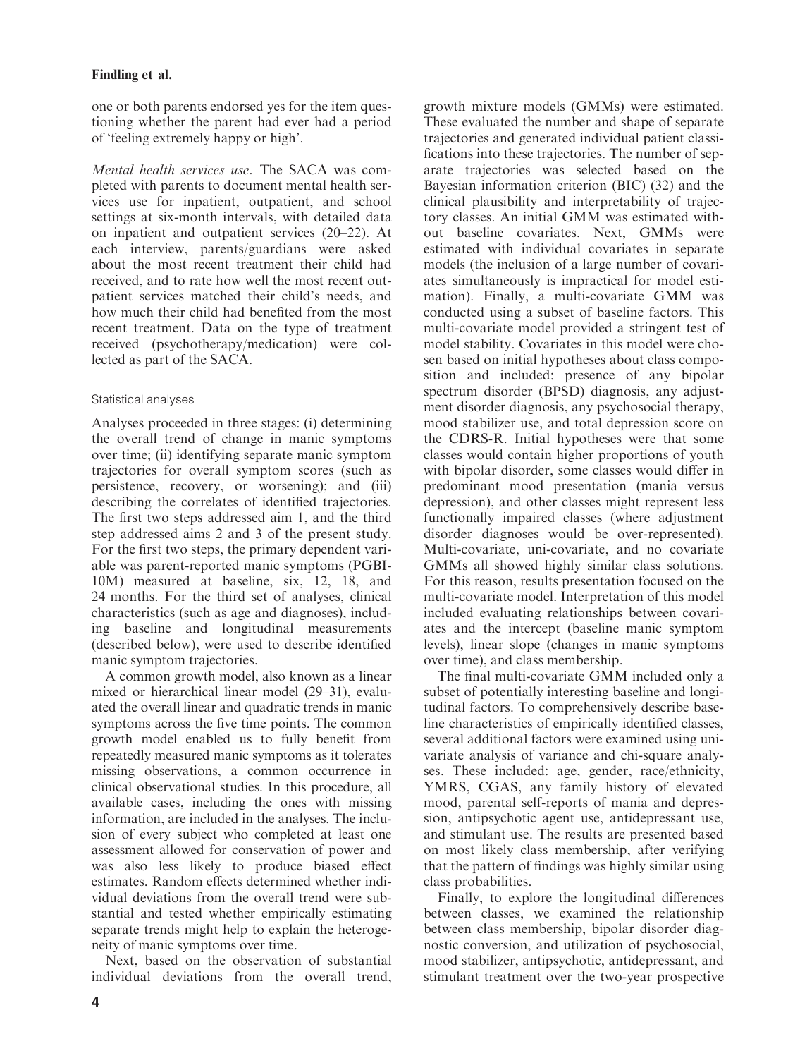one or both parents endorsed yes for the item questioning whether the parent had ever had a period of 'feeling extremely happy or high'.

*Mental health services use*. The SACA was completed with parents to document mental health services use for inpatient, outpatient, and school settings at six-month intervals, with detailed data on inpatient and outpatient services (20–22). At each interview, parents/guardians were asked about the most recent treatment their child had received, and to rate how well the most recent outpatient services matched their child's needs, and how much their child had benefited from the most recent treatment. Data on the type of treatment received (psychotherapy/medication) were collected as part of the SACA.

### Statistical analyses

Analyses proceeded in three stages: (i) determining the overall trend of change in manic symptoms over time; (ii) identifying separate manic symptom trajectories for overall symptom scores (such as persistence, recovery, or worsening); and (iii) describing the correlates of identified trajectories. The first two steps addressed aim 1, and the third step addressed aims 2 and 3 of the present study. For the first two steps, the primary dependent variable was parent-reported manic symptoms (PGBI-10M) measured at baseline, six, 12, 18, and 24 months. For the third set of analyses, clinical characteristics (such as age and diagnoses), including baseline and longitudinal measurements (described below), were used to describe identified manic symptom trajectories.

A common growth model, also known as a linear mixed or hierarchical linear model (29–31), evaluated the overall linear and quadratic trends in manic symptoms across the five time points. The common growth model enabled us to fully benefit from repeatedly measured manic symptoms as it tolerates missing observations, a common occurrence in clinical observational studies. In this procedure, all available cases, including the ones with missing information, are included in the analyses. The inclusion of every subject who completed at least one assessment allowed for conservation of power and was also less likely to produce biased effect estimates. Random effects determined whether individual deviations from the overall trend were substantial and tested whether empirically estimating separate trends might help to explain the heterogeneity of manic symptoms over time.

Next, based on the observation of substantial individual deviations from the overall trend, growth mixture models (GMMs) were estimated. These evaluated the number and shape of separate trajectories and generated individual patient classifications into these trajectories. The number of separate trajectories was selected based on the Bayesian information criterion (BIC) (32) and the clinical plausibility and interpretability of trajectory classes. An initial GMM was estimated without baseline covariates. Next, GMMs were estimated with individual covariates in separate models (the inclusion of a large number of covariates simultaneously is impractical for model estimation). Finally, a multi-covariate GMM was conducted using a subset of baseline factors. This multi-covariate model provided a stringent test of model stability. Covariates in this model were chosen based on initial hypotheses about class composition and included: presence of any bipolar spectrum disorder (BPSD) diagnosis, any adjustment disorder diagnosis, any psychosocial therapy, mood stabilizer use, and total depression score on the CDRS-R. Initial hypotheses were that some classes would contain higher proportions of youth with bipolar disorder, some classes would differ in predominant mood presentation (mania versus depression), and other classes might represent less functionally impaired classes (where adjustment disorder diagnoses would be over-represented). Multi-covariate, uni-covariate, and no covariate GMMs all showed highly similar class solutions. For this reason, results presentation focused on the multi-covariate model. Interpretation of this model included evaluating relationships between covariates and the intercept (baseline manic symptom levels), linear slope (changes in manic symptoms over time), and class membership.

The final multi-covariate GMM included only a subset of potentially interesting baseline and longitudinal factors. To comprehensively describe baseline characteristics of empirically identified classes, several additional factors were examined using univariate analysis of variance and chi-square analyses. These included: age, gender, race/ethnicity, YMRS, CGAS, any family history of elevated mood, parental self-reports of mania and depression, antipsychotic agent use, antidepressant use, and stimulant use. The results are presented based on most likely class membership, after verifying that the pattern of findings was highly similar using class probabilities.

Finally, to explore the longitudinal differences between classes, we examined the relationship between class membership, bipolar disorder diagnostic conversion, and utilization of psychosocial, mood stabilizer, antipsychotic, antidepressant, and stimulant treatment over the two-year prospective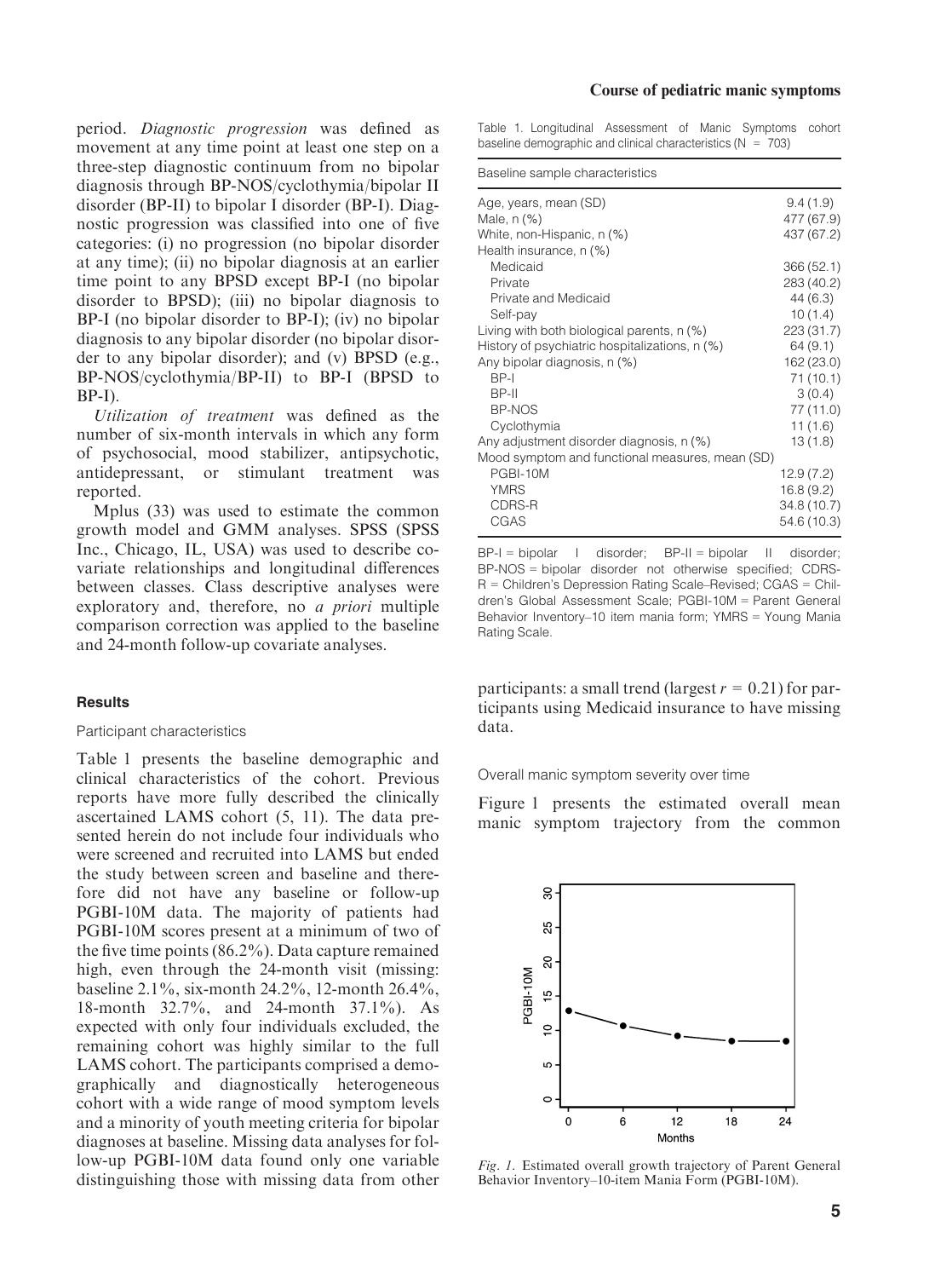period. *Diagnostic progression* was defined as movement at any time point at least one step on a three-step diagnostic continuum from no bipolar diagnosis through BP-NOS/cyclothymia/bipolar II disorder (BP-II) to bipolar I disorder (BP-I). Diagnostic progression was classified into one of five categories: (i) no progression (no bipolar disorder at any time); (ii) no bipolar diagnosis at an earlier time point to any BPSD except BP-I (no bipolar disorder to BPSD); (iii) no bipolar diagnosis to BP-I (no bipolar disorder to BP-I); (iv) no bipolar diagnosis to any bipolar disorder (no bipolar disorder to any bipolar disorder); and (v) BPSD (e.g., BP-NOS/cyclothymia/BP-II) to BP-I (BPSD to BP-I).

*Utilization of treatment* was defined as the number of six-month intervals in which any form of psychosocial, mood stabilizer, antipsychotic, antidepressant, or stimulant treatment was reported.

Mplus (33) was used to estimate the common growth model and GMM analyses. SPSS (SPSS Inc., Chicago, IL, USA) was used to describe covariate relationships and longitudinal differences between classes. Class descriptive analyses were exploratory and, therefore, no *a priori* multiple comparison correction was applied to the baseline and 24-month follow-up covariate analyses.

## Results

### Participant characteristics

Table 1 presents the baseline demographic and clinical characteristics of the cohort. Previous reports have more fully described the clinically ascertained LAMS cohort (5, 11). The data presented herein do not include four individuals who were screened and recruited into LAMS but ended the study between screen and baseline and therefore did not have any baseline or follow-up PGBI-10M data. The majority of patients had PGBI-10M scores present at a minimum of two of the five time points (86.2%). Data capture remained high, even through the 24-month visit (missing: baseline 2.1%, six-month 24.2%, 12-month 26.4%, 18-month 32.7%, and 24-month 37.1%). As expected with only four individuals excluded, the remaining cohort was highly similar to the full LAMS cohort. The participants comprised a demographically and diagnostically heterogeneous cohort with a wide range of mood symptom levels and a minority of youth meeting criteria for bipolar diagnoses at baseline. Missing data analyses for follow-up PGBI-10M data found only one variable distinguishing those with missing data from other participants: a small trend (largest $r = 0.21$) for participants using Medicaid insurance to have missing data.

Table 1. Longitudinal Assessment of Manic Symptoms cohort baseline demographic and clinical characteristics ($N = 703$)

| Baseline sample characteristics | |
|---|---|
| Age, years, mean (SD) | 9.4 (1.9) |
| Male, n (%) | 477 (67.9) |
| White, non-Hispanic, n (%) | 437 (67.2) |
| Health insurance, n (%) | |
| Medicaid | 366 (52.1) |
| Private | 283 (40.2) |
| Private and Medicaid | 44 (6.3) |
| Self-pay | 10 (1.4) |
| Living with both biological parents, n (%) | 223 (31.7) |
| History of psychiatric hospitalizations, n (%) | 64 (9.1) |
| Any bipolar diagnosis, n (%) | 162 (23.0) |
| BP-I | 71 (10.1) |
| BP-II | 3 (0.4) |
| BP-NOS | 77 (11.0) |
| Cyclothymia | 11 (1.6) |
| Any adjustment disorder diagnosis, n (%) | 13 (1.8) |
| Mood symptom and functional measures, mean (SD) | |
| PGBI-10M | 12.9 (7.2) |
| YMRS | 16.8 (9.2) |
| CDRS-R | 34.8 (10.7) |
| CGAS | 54.6 (10.3) |

BP-I = bipolar I disorder; BP-II = bipolar II disorder; BP-NOS = bipolar disorder not otherwise specified; CDRS-R = Children's Depression Rating Scale–Revised; CGAS = Children's Global Assessment Scale; PGBI-10M = Parent General Behavior Inventory–10 item mania form; YMRS = Young Mania Rating Scale.

### Overall manic symptom severity over time

Figure 1 presents the estimated overall mean manic symptom trajectory from the common

*Fig. 1.* Estimated overall growth trajectory of Parent General Behavior Inventory–10-item Mania Form (PGBI-10M).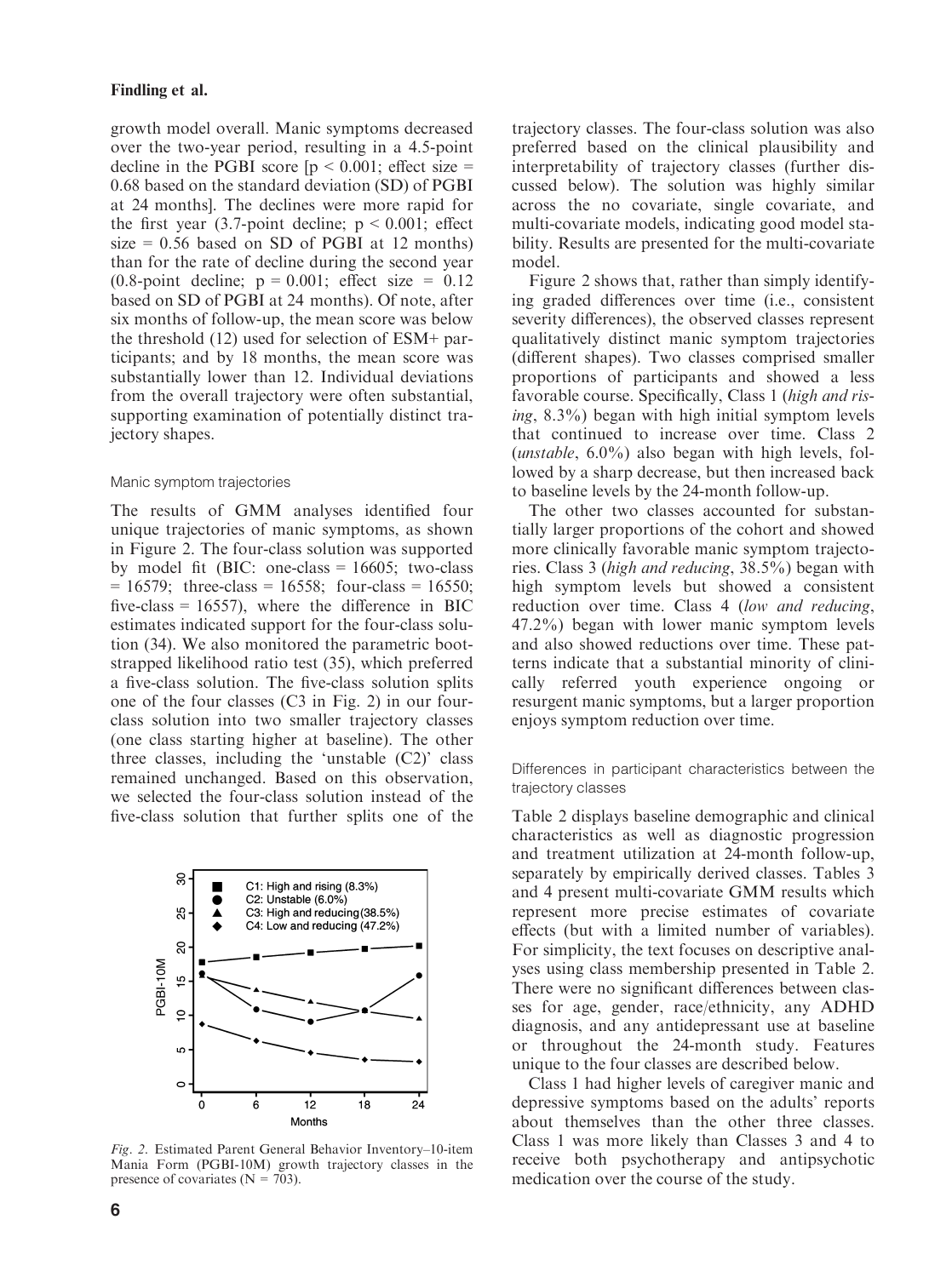growth model overall. Manic symptoms decreased over the two-year period, resulting in a 4.5-point decline in the PGBI score [$p < 0.001$; effect size = 0.68 based on the standard deviation (SD) of PGBI at 24 months]. The declines were more rapid for the first year (3.7-point decline; $p < 0.001$; effect size = 0.56 based on SD of PGBI at 12 months) than for the rate of decline during the second year (0.8-point decline; $p = 0.001$; effect size = 0.12 based on SD of PGBI at 24 months). Of note, after six months of follow-up, the mean score was below the threshold (12) used for selection of ESM+ participants; and by 18 months, the mean score was substantially lower than 12. Individual deviations from the overall trajectory were often substantial, supporting examination of potentially distinct trajectory shapes.

#### Manic symptom trajectories

The results of GMM analyses identified four unique trajectories of manic symptoms, as shown in Figure 2. The four-class solution was supported by model fit (BIC: one-class = 16605; two-class = 16579; three-class = 16558; four-class = 16550; five-class = 16557), where the difference in BIC estimates indicated support for the four-class solution (34). We also monitored the parametric bootstrapped likelihood ratio test (35), which preferred a five-class solution. The five-class solution splits one of the four classes (C3 in Fig. 2) in our four-class solution into two smaller trajectory classes (one class starting higher at baseline). The other three classes, including the 'unstable (C2)' class remained unchanged. Based on this observation, we selected the four-class solution instead of the five-class solution that further splits one of the trajectory classes. The four-class solution was also preferred based on the clinical plausibility and interpretability of trajectory classes (further discussed below). The solution was highly similar across the no covariate, single covariate, and multi-covariate models, indicating good model stability. Results are presented for the multi-covariate model.

*Fig. 2.* Estimated Parent General Behavior Inventory–10-item Mania Form (PGBI-10M) growth trajectory classes in the presence of covariates (N = 703).

Figure 2 shows that, rather than simply identifying graded differences over time (i.e., consistent severity differences), the observed classes represent qualitatively distinct manic symptom trajectories (different shapes). Two classes comprised smaller proportions of participants and showed a less favorable course. Specifically, Class 1 (*high and rising*, 8.3%) began with high initial symptom levels that continued to increase over time. Class 2 (*unstable*, 6.0%) also began with high levels, followed by a sharp decrease, but then increased back to baseline levels by the 24-month follow-up.

The other two classes accounted for substantially larger proportions of the cohort and showed more clinically favorable manic symptom trajectories. Class 3 (*high and reducing*, 38.5%) began with high symptom levels but showed a consistent reduction over time. Class 4 (*low and reducing*, 47.2%) began with lower manic symptom levels and also showed reductions over time. These patterns indicate that a substantial minority of clinically referred youth experience ongoing or resurgent manic symptoms, but a larger proportion enjoys symptom reduction over time.

#### Differences in participant characteristics between the trajectory classes

Table 2 displays baseline demographic and clinical characteristics as well as diagnostic progression and treatment utilization at 24-month follow-up, separately by empirically derived classes. Tables 3 and 4 present multi-covariate GMM results which represent more precise estimates of covariate effects (but with a limited number of variables). For simplicity, the text focuses on descriptive analyses using class membership presented in Table 2. There were no significant differences between classes for age, gender, race/ethnicity, any ADHD diagnosis, and any antidepressant use at baseline or throughout the 24-month study. Features unique to the four classes are described below.

Class 1 had higher levels of caregiver manic and depressive symptoms based on the adults' reports about themselves than the other three classes. Class 1 was more likely than Classes 3 and 4 to receive both psychotherapy and antipsychotic medication over the course of the study.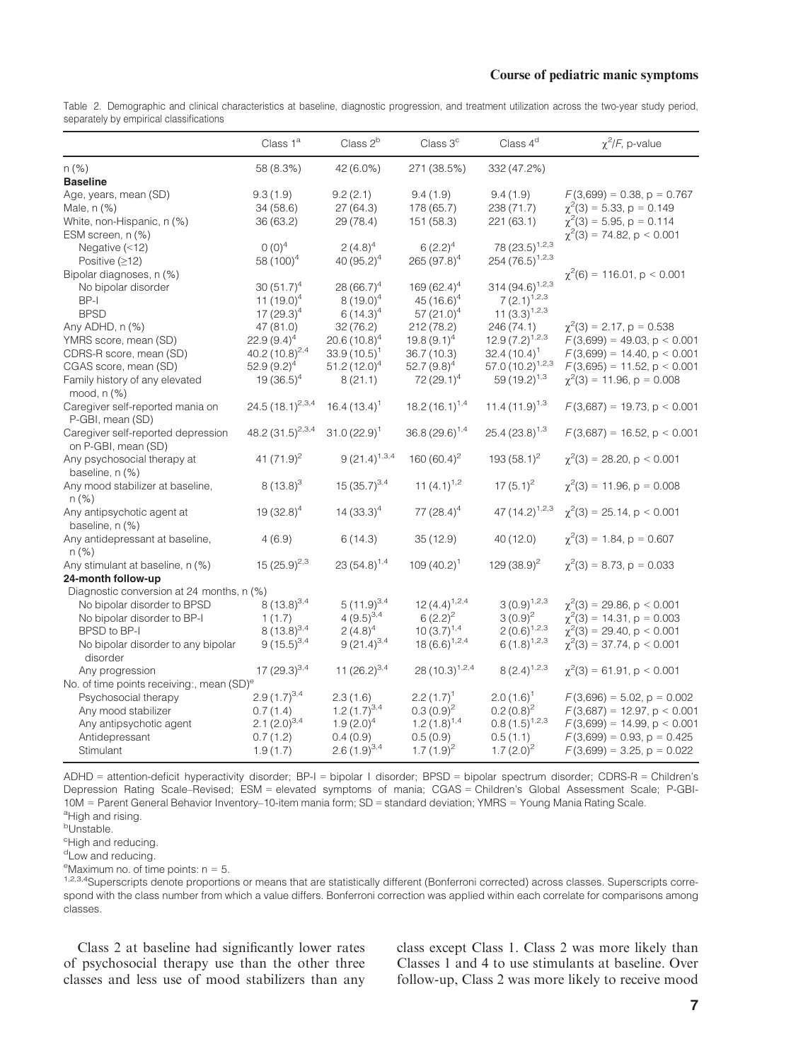Table 2. Demographic and clinical characteristics at baseline, diagnostic progression, and treatment utilization across the two-year study period, separately by empirical classifications

| | Class 1[a] | Class 2[b] | Class 3[c] | Class 4[d] | $\chi^2$/F, p-value |
|---|---|---|---|---|---|
| n (%) | 58 (8.3%) | 42 (6.0%) | 271 (38.5%) | 332 (47.2%) | |
| **Baseline** | | | | | |
| Age, years, mean (SD) | 9.3 (1.9) | 9.2 (2.1) | 9.4 (1.9) | 9.4 (1.9) | $F(3,699) = 0.38$, $p = 0.767$ |
| Male, n (%) | 34 (58.6) | 27 (64.3) | 178 (65.7) | 238 (71.7) | $\chi^2(3) = 5.33$, $p = 0.149$ |
| White, non-Hispanic, n (%) | 36 (63.2) | 29 (78.4) | 151 (58.3) | 221 (63.1) | $\chi^2(3) = 5.95$, $p = 0.114$ |
| ESM screen, n (%) | | | | | $\chi^2(3) = 74.82$, $p < 0.001$ |
| Negative (<12) | 0 (0)[4] | 2 (4.8)[4] | 6 (2.2)[4] | 78 (23.5)[1,2,3] | |
| Positive (≥12) | 58 (100)[4] | 40 (95.2)[4] | 265 (97.8)[4] | 254 (76.5)[1,2,3] | |
| Bipolar diagnoses, n (%) | | | | | $\chi^2(6) = 116.01$, $p < 0.001$ |
| No bipolar disorder | 30 (51.7)[4] | 28 (66.7)[4] | 169 (62.4)[4] | 314 (94.6)[1,2,3] | |
| BP-I | 11 (19.0)[4] | 8 (19.0)[4] | 45 (16.6)[4] | 7 (2.1)[1,2,3] | |
| BPSD | 17 (29.3)[4] | 6 (14.3)[4] | 57 (21.0)[4] | 11 (3.3)[1,2,3] | |
| Any ADHD, n (%) | 47 (81.0) | 32 (76.2) | 212 (78.2) | 246 (74.1) | $\chi^2(3) = 2.17$, $p = 0.538$ |
| YMRS score, mean (SD) | 22.9 (9.4)[4] | 20.6 (10.8)[4] | 19.8 (9.1)[4] | 12.9 (7.2)[1,2,3] | $F(3,699) = 49.03$, $p < 0.001$ |
| CDRS-R score, mean (SD) | 40.2 (10.8)[2,4] | 33.9 (10.5)[1] | 36.7 (10.3) | 32.4 (10.4)[1] | $F(3,699) = 14.40$, $p < 0.001$ |
| CGAS score, mean (SD) | 52.9 (9.2)[4] | 51.2 (12.0)[4] | 52.7 (9.8)[4] | 57.0 (10.2)[1,2,3] | $F(3,695) = 11.52$, $p < 0.001$ |
| Family history of any elevated mood, n (%) | 19 (36.5)[4] | 8 (21.1) | 72 (29.1)[4] | 59 (19.2)[1,3] | $\chi^2(3) = 11.96$, $p = 0.008$ |
| Caregiver self-reported mania on P-GBI, mean (SD) | 24.5 (18.1)[2,3,4] | 16.4 (13.4)[1] | 18.2 (16.1)[1,4] | 11.4 (11.9)[1,3] | $F(3,687) = 19.73$, $p < 0.001$ |
| Caregiver self-reported depression on P-GBI, mean (SD) | 48.2 (31.5)[2,3,4] | 31.0 (22.9)[1] | 36.8 (29.6)[1,4] | 25.4 (23.8)[1,3] | $F(3,687) = 16.52$, $p < 0.001$ |
| Any psychosocial therapy at baseline, n (%) | 41 (71.9)[2] | 9 (21.4)[1,3,4] | 160 (60.4)[2] | 193 (58.1)[2] | $\chi^2(3) = 28.20$, $p < 0.001$ |
| Any mood stabilizer at baseline, n (%) | 8 (13.8)[3] | 15 (35.7)[3,4] | 11 (4.1)[1,2] | 17 (5.1)[2] | $\chi^2(3) = 11.96$, $p = 0.008$ |
| Any antipsychotic agent at baseline, n (%) | 19 (32.8)[4] | 14 (33.3)[4] | 77 (28.4)[4] | 47 (14.2)[1,2,3] | $\chi^2(3) = 25.14$, $p < 0.001$ |
| Any antidepressant at baseline, n (%) | 4 (6.9) | 6 (14.3) | 35 (12.9) | 40 (12.0) | $\chi^2(3) = 1.84$, $p = 0.607$ |
| Any stimulant at baseline, n (%) | 15 (25.9)[2,3] | 23 (54.8)[1,4] | 109 (40.2)[1] | 129 (38.9)[2] | $\chi^2(3) = 8.73$, $p = 0.033$ |
| **24-month follow-up** | | | | | |
| Diagnostic conversion at 24 months, n (%) | | | | | |
| No bipolar disorder to BPSD | 8 (13.8)[3,4] | 5 (11.9)[3,4] | 12 (4.4)[1,2,4] | 3 (0.9)[1,2,3] | $\chi^2(3) = 29.86$, $p < 0.001$ |
| No bipolar disorder to BP-I | 1 (1.7) | 4 (9.5)[3,4] | 6 (2.2)[2] | 3 (0.9)[2] | $\chi^2(3) = 14.31$, $p = 0.003$ |
| BPSD to BP-I | 8 (13.8)[3,4] | 2 (4.8)[4] | 10 (3.7)[1,4] | 2 (0.6)[1,2,3] | $\chi^2(3) = 29.40$, $p < 0.001$ |
| No bipolar disorder to any bipolar disorder | 9 (15.5)[3,4] | 9 (21.4)[3,4] | 18 (6.6)[1,2,4] | 6 (1.8)[1,2,3] | $\chi^2(3) = 37.74$, $p < 0.001$ |
| Any progression | 17 (29.3)[3,4] | 11 (26.2)[3,4] | 28 (10.3)[1,2,4] | 8 (2.4)[1,2,3] | $\chi^2(3) = 61.91$, $p < 0.001$ |
| No. of time points receiving:, mean (SD)[e] | | | | | |
| Psychosocial therapy | 2.9 (1.7)[3,4] | 2.3 (1.6) | 2.2 (1.7)[1] | 2.0 (1.6)[1] | $F(3,696) = 5.02$, $p = 0.002$ |
| Any mood stabilizer | 0.7 (1.4) | 1.2 (1.7)[3,4] | 0.3 (0.9)[2] | 0.2 (0.8)[2] | $F(3,687) = 12.97$, $p < 0.001$ |
| Any antipsychotic agent | 2.1 (2.0)[3,4] | 1.9 (2.0)[4] | 1.2 (1.8)[1,4] | 0.8 (1.5)[1,2,3] | $F(3,699) = 14.99$, $p < 0.001$ |
| Antidepressant | 0.7 (1.2) | 0.4 (0.9) | 0.5 (0.9) | 0.5 (1.1) | $F(3,699) = 0.93$, $p = 0.425$ |
| Stimulant | 1.9 (1.7) | 2.6 (1.9)[3,4] | 1.7 (1.9)[2] | 1.7 (2.0)[2] | $F(3,699) = 3.25$, $p = 0.022$ |

ADHD = attention-deficit hyperactivity disorder; BP-I = bipolar I disorder; BPSD = bipolar spectrum disorder; CDRS-R = Children's Depression Rating Scale–Revised; ESM = elevated symptoms of mania; CGAS = Children's Global Assessment Scale; P-GBI-10M = Parent General Behavior Inventory–10-item mania form; SD = standard deviation; YMRS = Young Mania Rating Scale.
[a]High and rising.
[b]Unstable.
[c]High and reducing.
[d]Low and reducing.
[e]Maximum no. of time points: n = 5.
[1,2,3,4]Superscripts denote proportions or means that are statistically different (Bonferroni corrected) across classes. Superscripts correspond with the class number from which a value differs. Bonferroni correction was applied within each correlate for comparisons among classes.

Class 2 at baseline had significantly lower rates of psychosocial therapy use than the other three classes and less use of mood stabilizers than any class except Class 1. Class 2 was more likely than Classes 1 and 4 to use stimulants at baseline. Over follow-up, Class 2 was more likely to receive mood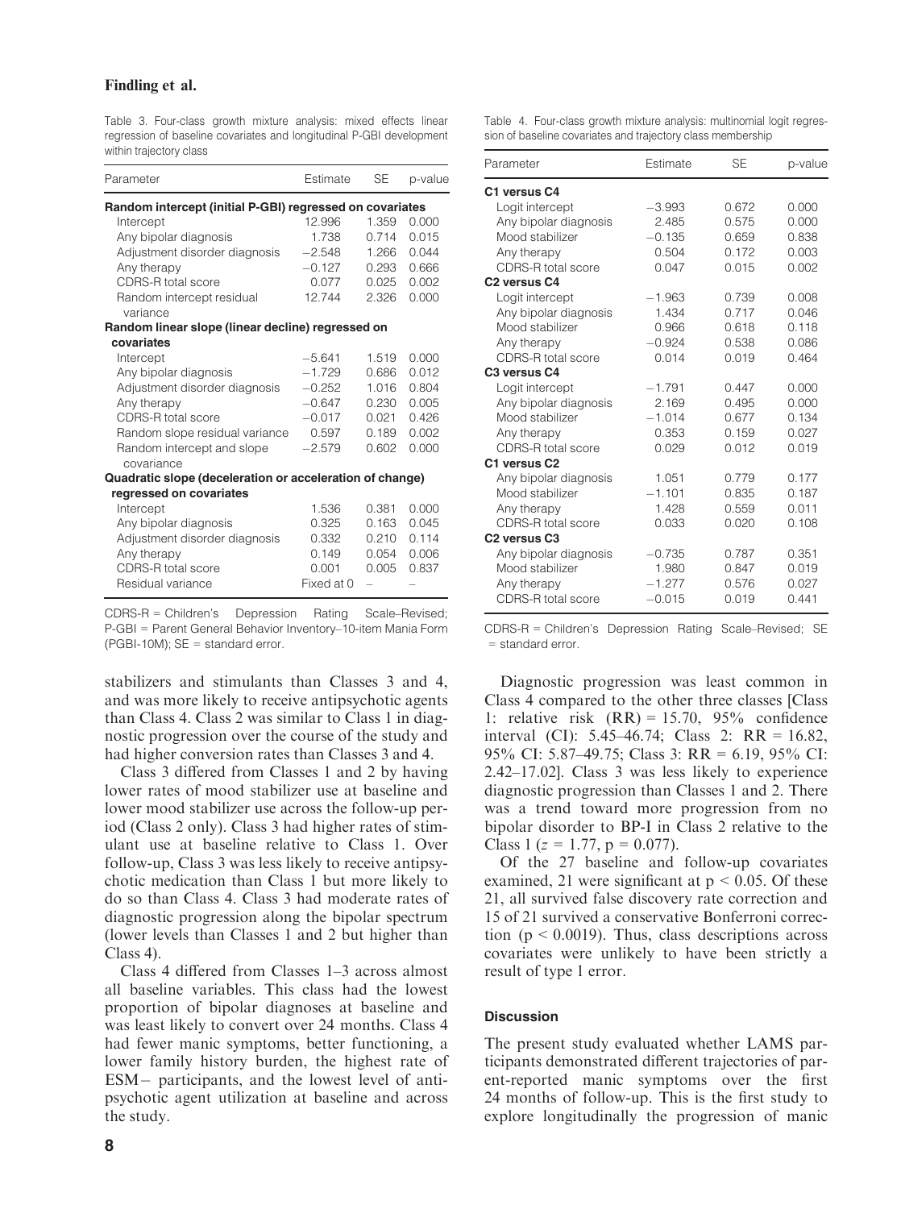Table 3. Four-class growth mixture analysis: mixed effects linear regression of baseline covariates and longitudinal P-GBI development within trajectory class

| Parameter | Estimate | SE | p-value |
|---|---|---|---|
| **Random intercept (initial P-GBI) regressed on covariates** | | | |
| Intercept | 12.996 | 1.359 | 0.000 |
| Any bipolar diagnosis | 1.738 | 0.714 | 0.015 |
| Adjustment disorder diagnosis | −2.548 | 1.266 | 0.044 |
| Any therapy | −0.127 | 0.293 | 0.666 |
| CDRS-R total score | 0.077 | 0.025 | 0.002 |
| Random intercept residual variance | 12.744 | 2.326 | 0.000 |
| **Random linear slope (linear decline) regressed on covariates** | | | |
| Intercept | −5.641 | 1.519 | 0.000 |
| Any bipolar diagnosis | −1.729 | 0.686 | 0.012 |
| Adjustment disorder diagnosis | −0.252 | 1.016 | 0.804 |
| Any therapy | −0.647 | 0.230 | 0.005 |
| CDRS-R total score | −0.017 | 0.021 | 0.426 |
| Random slope residual variance | 0.597 | 0.189 | 0.002 |
| Random intercept and slope covariance | −2.579 | 0.602 | 0.000 |
| **Quadratic slope (deceleration or acceleration of change) regressed on covariates** | | | |
| Intercept | 1.536 | 0.381 | 0.000 |
| Any bipolar diagnosis | 0.325 | 0.163 | 0.045 |
| Adjustment disorder diagnosis | 0.332 | 0.210 | 0.114 |
| Any therapy | 0.149 | 0.054 | 0.006 |
| CDRS-R total score | 0.001 | 0.005 | 0.837 |
| Residual variance | Fixed at 0 | – | – |

CDRS-R = Children's Depression Rating Scale–Revised; P-GBI = Parent General Behavior Inventory–10-item Mania Form (PGBI-10M); SE = standard error.

Table 4. Four-class growth mixture analysis: multinomial logit regression of baseline covariates and trajectory class membership

| Parameter | Estimate | SE | p-value |
|---|---|---|---|
| **C1 versus C4** | | | |
| Logit intercept | −3.993 | 0.672 | 0.000 |
| Any bipolar diagnosis | 2.485 | 0.575 | 0.000 |
| Mood stabilizer | −0.135 | 0.659 | 0.838 |
| Any therapy | 0.504 | 0.172 | 0.003 |
| CDRS-R total score | 0.047 | 0.015 | 0.002 |
| **C2 versus C4** | | | |
| Logit intercept | −1.963 | 0.739 | 0.008 |
| Any bipolar diagnosis | 1.434 | 0.717 | 0.046 |
| Mood stabilizer | 0.966 | 0.618 | 0.118 |
| Any therapy | −0.924 | 0.538 | 0.086 |
| CDRS-R total score | 0.014 | 0.019 | 0.464 |
| **C3 versus C4** | | | |
| Logit intercept | −1.791 | 0.447 | 0.000 |
| Any bipolar diagnosis | 2.169 | 0.495 | 0.000 |
| Mood stabilizer | −1.014 | 0.677 | 0.134 |
| Any therapy | 0.353 | 0.159 | 0.027 |
| CDRS-R total score | 0.029 | 0.012 | 0.019 |
| **C1 versus C2** | | | |
| Any bipolar diagnosis | 1.051 | 0.779 | 0.177 |
| Mood stabilizer | −1.101 | 0.835 | 0.187 |
| Any therapy | 1.428 | 0.559 | 0.011 |
| CDRS-R total score | 0.033 | 0.020 | 0.108 |
| **C2 versus C3** | | | |
| Any bipolar diagnosis | −0.735 | 0.787 | 0.351 |
| Mood stabilizer | 1.980 | 0.847 | 0.019 |
| Any therapy | −1.277 | 0.576 | 0.027 |
| CDRS-R total score | −0.015 | 0.019 | 0.441 |

CDRS-R = Children's Depression Rating Scale–Revised; SE = standard error.

stabilizers and stimulants than Classes 3 and 4, and was more likely to receive antipsychotic agents than Class 4. Class 2 was similar to Class 1 in diagnostic progression over the course of the study and had higher conversion rates than Classes 3 and 4.

Class 3 differed from Classes 1 and 2 by having lower rates of mood stabilizer use at baseline and lower mood stabilizer use across the follow-up period (Class 2 only). Class 3 had higher rates of stimulant use at baseline relative to Class 1. Over follow-up, Class 3 was less likely to receive antipsychotic medication than Class 1 but more likely to do so than Class 4. Class 3 had moderate rates of diagnostic progression along the bipolar spectrum (lower levels than Classes 1 and 2 but higher than Class 4).

Class 4 differed from Classes 1–3 across almost all baseline variables. This class had the lowest proportion of bipolar diagnoses at baseline and was least likely to convert over 24 months. Class 4 had fewer manic symptoms, better functioning, a lower family history burden, the highest rate of ESM− participants, and the lowest level of antipsychotic agent utilization at baseline and across the study.

Diagnostic progression was least common in Class 4 compared to the other three classes [Class 1: relative risk (RR) = 15.70, 95% confidence interval (CI): 5.45–46.74; Class 2: RR = 16.82, 95% CI: 5.87–49.75; Class 3: RR = 6.19, 95% CI: 2.42–17.02]. Class 3 was less likely to experience diagnostic progression than Classes 1 and 2. There was a trend toward more progression from no bipolar disorder to BP-I in Class 2 relative to the Class 1 ($z = 1.77$, $p = 0.077$).

Of the 27 baseline and follow-up covariates examined, 21 were significant at $p < 0.05$. Of these 21, all survived false discovery rate correction and 15 of 21 survived a conservative Bonferroni correction ($p < 0.0019$). Thus, class descriptions across covariates were unlikely to have been strictly a result of type 1 error.

## Discussion

The present study evaluated whether LAMS participants demonstrated different trajectories of parent-reported manic symptoms over the first 24 months of follow-up. This is the first study to explore longitudinally the progression of manic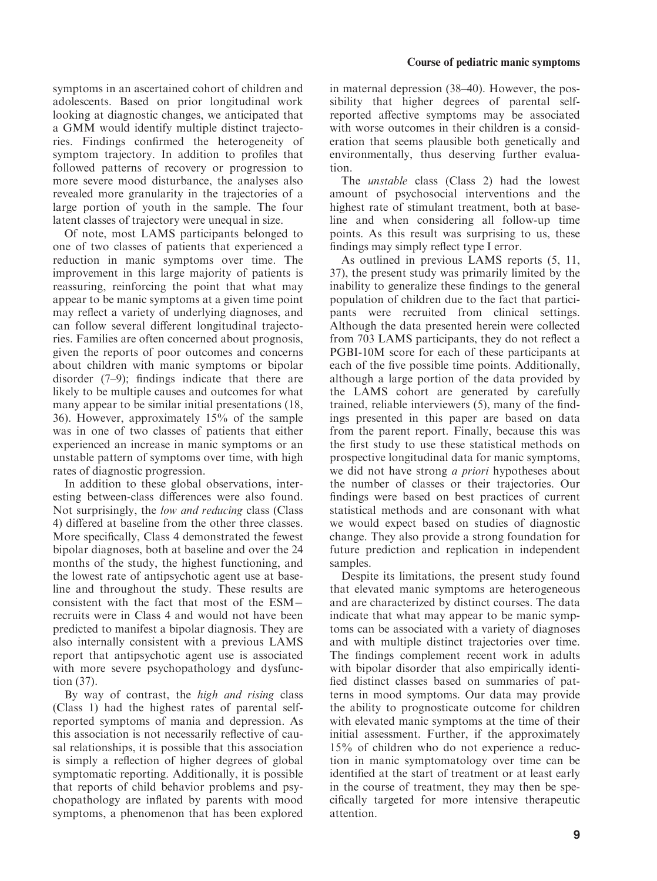symptoms in an ascertained cohort of children and adolescents. Based on prior longitudinal work looking at diagnostic changes, we anticipated that a GMM would identify multiple distinct trajectories. Findings confirmed the heterogeneity of symptom trajectory. In addition to profiles that followed patterns of recovery or progression to more severe mood disturbance, the analyses also revealed more granularity in the trajectories of a large portion of youth in the sample. The four latent classes of trajectory were unequal in size.

Of note, most LAMS participants belonged to one of two classes of patients that experienced a reduction in manic symptoms over time. The improvement in this large majority of patients is reassuring, reinforcing the point that what may appear to be manic symptoms at a given time point may reflect a variety of underlying diagnoses, and can follow several different longitudinal trajectories. Families are often concerned about prognosis, given the reports of poor outcomes and concerns about children with manic symptoms or bipolar disorder (7–9); findings indicate that there are likely to be multiple causes and outcomes for what many appear to be similar initial presentations (18, 36). However, approximately 15% of the sample was in one of two classes of patients that either experienced an increase in manic symptoms or an unstable pattern of symptoms over time, with high rates of diagnostic progression.

In addition to these global observations, interesting between-class differences were also found. Not surprisingly, the *low and reducing* class (Class 4) differed at baseline from the other three classes. More specifically, Class 4 demonstrated the fewest bipolar diagnoses, both at baseline and over the 24 months of the study, the highest functioning, and the lowest rate of antipsychotic agent use at baseline and throughout the study. These results are consistent with the fact that most of the ESM– recruits were in Class 4 and would not have been predicted to manifest a bipolar diagnosis. They are also internally consistent with a previous LAMS report that antipsychotic agent use is associated with more severe psychopathology and dysfunction (37).

By way of contrast, the *high and rising* class (Class 1) had the highest rates of parental self-reported symptoms of mania and depression. As this association is not necessarily reflective of causal relationships, it is possible that this association is simply a reflection of higher degrees of global symptomatic reporting. Additionally, it is possible that reports of child behavior problems and psychopathology are inflated by parents with mood symptoms, a phenomenon that has been explored in maternal depression (38–40). However, the possibility that higher degrees of parental self-reported affective symptoms may be associated with worse outcomes in their children is a consideration that seems plausible both genetically and environmentally, thus deserving further evaluation.

The *unstable* class (Class 2) had the lowest amount of psychosocial interventions and the highest rate of stimulant treatment, both at baseline and when considering all follow-up time points. As this result was surprising to us, these findings may simply reflect type I error.

As outlined in previous LAMS reports (5, 11, 37), the present study was primarily limited by the inability to generalize these findings to the general population of children due to the fact that participants were recruited from clinical settings. Although the data presented herein were collected from 703 LAMS participants, they do not reflect a PGBI-10M score for each of these participants at each of the five possible time points. Additionally, although a large portion of the data provided by the LAMS cohort are generated by carefully trained, reliable interviewers (5), many of the findings presented in this paper are based on data from the parent report. Finally, because this was the first study to use these statistical methods on prospective longitudinal data for manic symptoms, we did not have strong *a priori* hypotheses about the number of classes or their trajectories. Our findings were based on best practices of current statistical methods and are consonant with what we would expect based on studies of diagnostic change. They also provide a strong foundation for future prediction and replication in independent samples.

Despite its limitations, the present study found that elevated manic symptoms are heterogeneous and are characterized by distinct courses. The data indicate that what may appear to be manic symptoms can be associated with a variety of diagnoses and with multiple distinct trajectories over time. The findings complement recent work in adults with bipolar disorder that also empirically identified distinct classes based on summaries of patterns in mood symptoms. Our data may provide the ability to prognosticate outcome for children with elevated manic symptoms at the time of their initial assessment. Further, if the approximately 15% of children who do not experience a reduction in manic symptomatology over time can be identified at the start of treatment or at least early in the course of treatment, they may then be specifically targeted for more intensive therapeutic attention.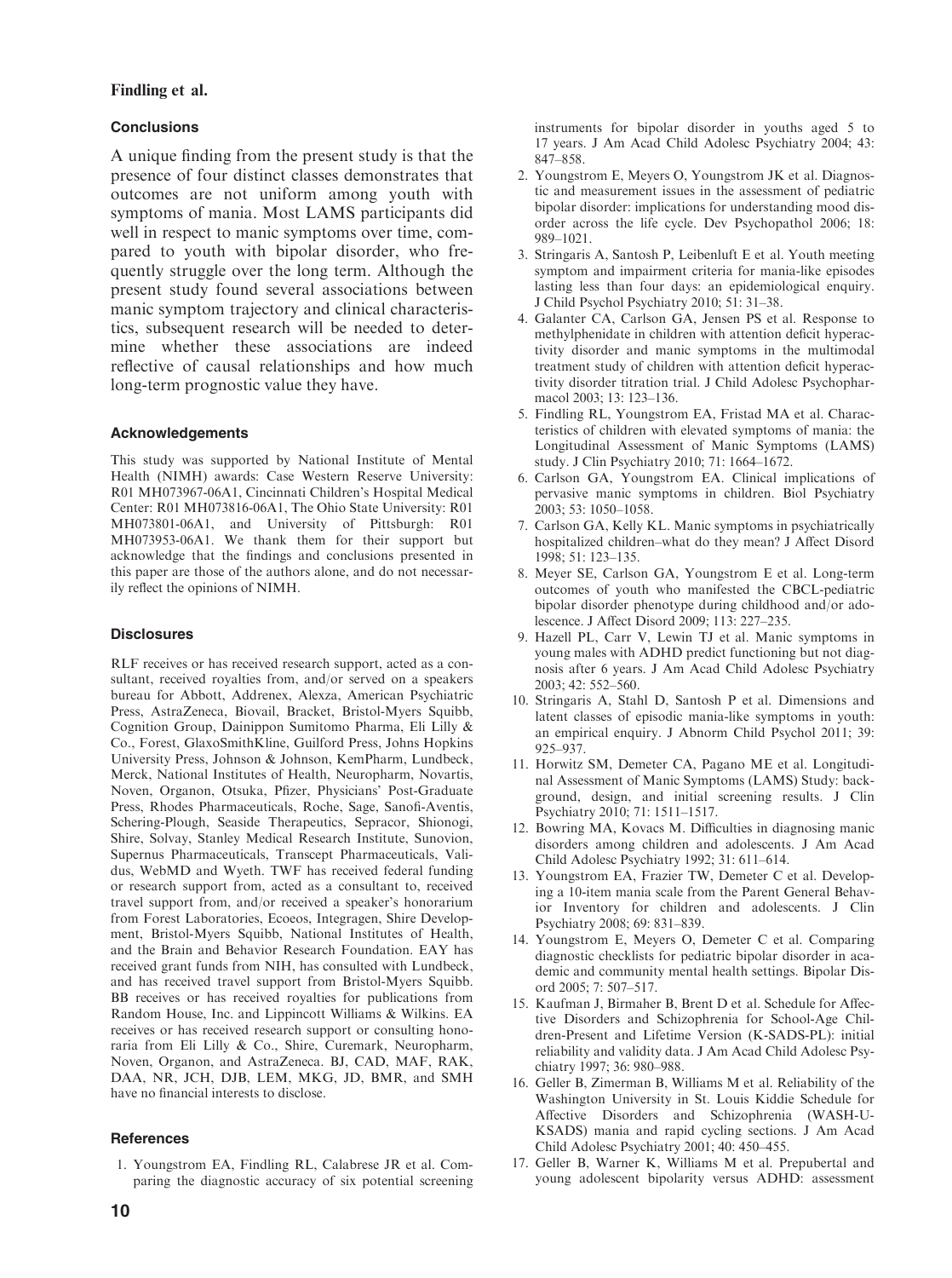## Conclusions

A unique finding from the present study is that the presence of four distinct classes demonstrates that outcomes are not uniform among youth with symptoms of mania. Most LAMS participants did well in respect to manic symptoms over time, compared to youth with bipolar disorder, who frequently struggle over the long term. Although the present study found several associations between manic symptom trajectory and clinical characteristics, subsequent research will be needed to determine whether these associations are indeed reflective of causal relationships and how much long-term prognostic value they have.

## Acknowledgements

This study was supported by National Institute of Mental Health (NIMH) awards: Case Western Reserve University: R01 MH073967-06A1, Cincinnati Children's Hospital Medical Center: R01 MH073816-06A1, The Ohio State University: R01 MH073801-06A1, and University of Pittsburgh: R01 MH073953-06A1. We thank them for their support but acknowledge that the findings and conclusions presented in this paper are those of the authors alone, and do not necessarily reflect the opinions of NIMH.

## Disclosures

RLF receives or has received research support, acted as a consultant, received royalties from, and/or served on a speakers bureau for Abbott, Addrenex, Alexza, American Psychiatric Press, AstraZeneca, Biovail, Bracket, Bristol-Myers Squibb, Cognition Group, Dainippon Sumitomo Pharma, Eli Lilly & Co., Forest, GlaxoSmithKline, Guilford Press, Johns Hopkins University Press, Johnson & Johnson, KemPharm, Lundbeck, Merck, National Institutes of Health, Neuropharm, Novartis, Noven, Organon, Otsuka, Pfizer, Physicians' Post-Graduate Press, Rhodes Pharmaceuticals, Roche, Sage, Sanofi-Aventis, Schering-Plough, Seaside Therapeutics, Sepracor, Shionogi, Shire, Solvay, Stanley Medical Research Institute, Sunovion, Supernus Pharmaceuticals, Transcept Pharmaceuticals, Validus, WebMD and Wyeth. TWF has received federal funding or research support from, acted as a consultant to, received travel support from, and/or received a speaker's honorarium from Forest Laboratories, Ecoeos, Integragen, Shire Development, Bristol-Myers Squibb, National Institutes of Health, and the Brain and Behavior Research Foundation. EAY has received grant funds from NIH, has consulted with Lundbeck, and has received travel support from Bristol-Myers Squibb. BB receives or has received royalties for publications from Random House, Inc. and Lippincott Williams & Wilkins. EA receives or has received research support or consulting honoraria from Eli Lilly & Co., Shire, Curemark, Neuropharm, Noven, Organon, and AstraZeneca. BJ, CAD, MAF, RAK, DAA, NR, JCH, DJB, LEM, MKG, JD, BMR, and SMH have no financial interests to disclose.

## References

1. Youngstrom EA, Findling RL, Calabrese JR et al. Comparing the diagnostic accuracy of six potential screening instruments for bipolar disorder in youths aged 5 to 17 years. J Am Acad Child Adolesc Psychiatry 2004; 43: 847–858.
2. Youngstrom E, Meyers O, Youngstrom JK et al. Diagnostic and measurement issues in the assessment of pediatric bipolar disorder: implications for understanding mood disorder across the life cycle. Dev Psychopathol 2006; 18: 989–1021.
3. Stringaris A, Santosh P, Leibenluft E et al. Youth meeting symptom and impairment criteria for mania-like episodes lasting less than four days: an epidemiological enquiry. J Child Psychol Psychiatry 2010; 51: 31–38.
4. Galanter CA, Carlson GA, Jensen PS et al. Response to methylphenidate in children with attention deficit hyperactivity disorder and manic symptoms in the multimodal treatment study of children with attention deficit hyperactivity disorder titration trial. J Child Adolesc Psychopharmacol 2003; 13: 123–136.
5. Findling RL, Youngstrom EA, Fristad MA et al. Characteristics of children with elevated symptoms of mania: the Longitudinal Assessment of Manic Symptoms (LAMS) study. J Clin Psychiatry 2010; 71: 1664–1672.
6. Carlson GA, Youngstrom EA. Clinical implications of pervasive manic symptoms in children. Biol Psychiatry 2003; 53: 1050–1058.
7. Carlson GA, Kelly KL. Manic symptoms in psychiatrically hospitalized children–what do they mean? J Affect Disord 1998; 51: 123–135.
8. Meyer SE, Carlson GA, Youngstrom E et al. Long-term outcomes of youth who manifested the CBCL-pediatric bipolar disorder phenotype during childhood and/or adolescence. J Affect Disord 2009; 113: 227–235.
9. Hazell PL, Carr V, Lewin TJ et al. Manic symptoms in young males with ADHD predict functioning but not diagnosis after 6 years. J Am Acad Child Adolesc Psychiatry 2003; 42: 552–560.
10. Stringaris A, Stahl D, Santosh P et al. Dimensions and latent classes of episodic mania-like symptoms in youth: an empirical enquiry. J Abnorm Child Psychol 2011; 39: 925–937.
11. Horwitz SM, Demeter CA, Pagano ME et al. Longitudinal Assessment of Manic Symptoms (LAMS) Study: background, design, and initial screening results. J Clin Psychiatry 2010; 71: 1511–1517.
12. Bowring MA, Kovacs M. Difficulties in diagnosing manic disorders among children and adolescents. J Am Acad Child Adolesc Psychiatry 1992; 31: 611–614.
13. Youngstrom EA, Frazier TW, Demeter C et al. Developing a 10-item mania scale from the Parent General Behavior Inventory for children and adolescents. J Clin Psychiatry 2008; 69: 831–839.
14. Youngstrom E, Meyers O, Demeter C et al. Comparing diagnostic checklists for pediatric bipolar disorder in academic and community mental health settings. Bipolar Disord 2005; 7: 507–517.
15. Kaufman J, Birmaher B, Brent D et al. Schedule for Affective Disorders and Schizophrenia for School-Age Children-Present and Lifetime Version (K-SADS-PL): initial reliability and validity data. J Am Acad Child Adolesc Psychiatry 1997; 36: 980–988.
16. Geller B, Zimerman B, Williams M et al. Reliability of the Washington University in St. Louis Kiddie Schedule for Affective Disorders and Schizophrenia (WASH-U-KSADS) mania and rapid cycling sections. J Am Acad Child Adolesc Psychiatry 2001; 40: 450–455.
17. Geller B, Warner K, Williams M et al. Prepubertal and young adolescent bipolarity versus ADHD: assessment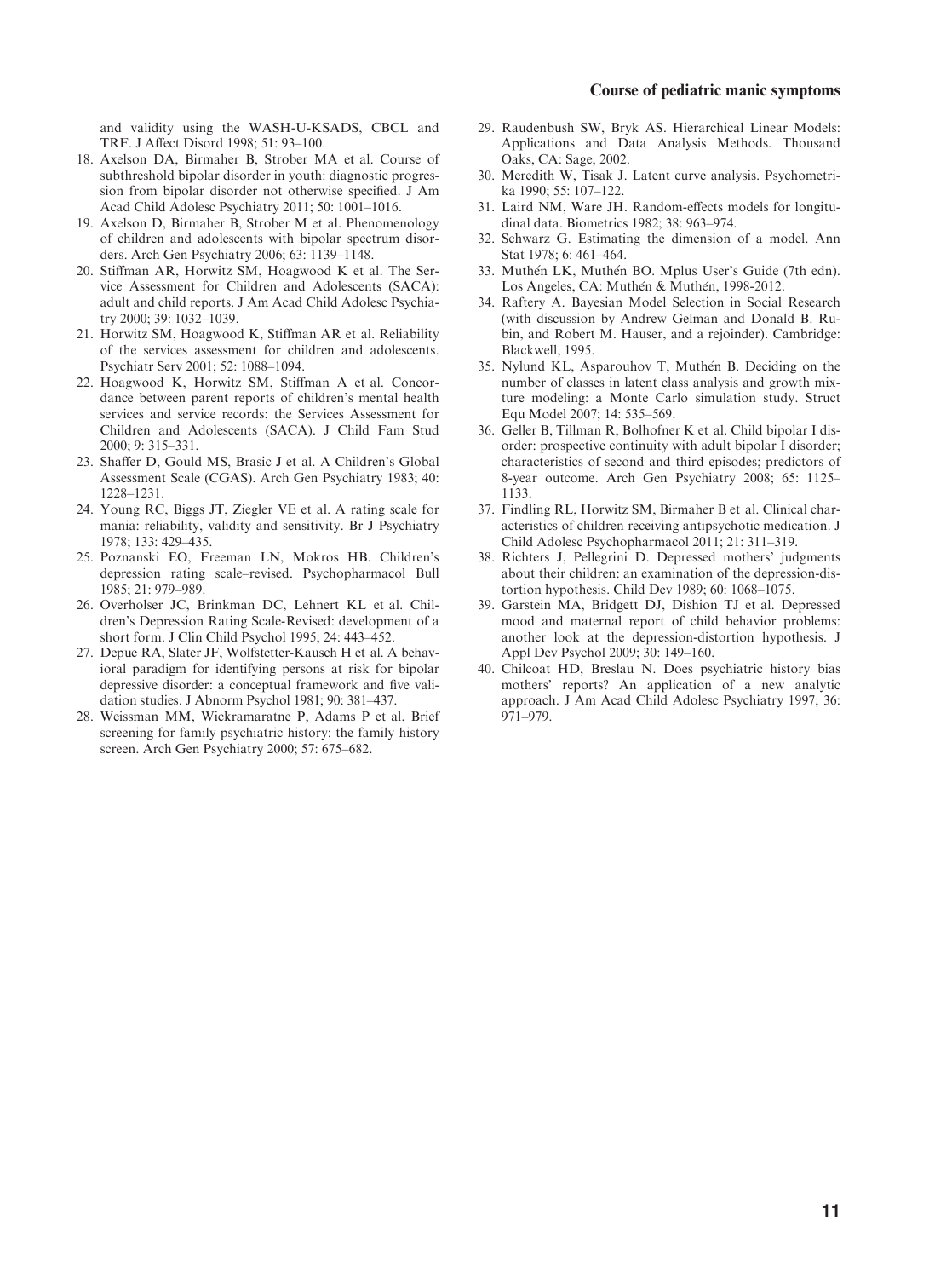and validity using the WASH-U-KSADS, CBCL and TRF. J Affect Disord 1998; 51: 93–100.

18. Axelson DA, Birmaher B, Strober MA et al. Course of subthreshold bipolar disorder in youth: diagnostic progression from bipolar disorder not otherwise specified. J Am Acad Child Adolesc Psychiatry 2011; 50: 1001–1016.
19. Axelson D, Birmaher B, Strober M et al. Phenomenology of children and adolescents with bipolar spectrum disorders. Arch Gen Psychiatry 2006; 63: 1139–1148.
20. Stiffman AR, Horwitz SM, Hoagwood K et al. The Service Assessment for Children and Adolescents (SACA): adult and child reports. J Am Acad Child Adolesc Psychiatry 2000; 39: 1032–1039.
21. Horwitz SM, Hoagwood K, Stiffman AR et al. Reliability of the services assessment for children and adolescents. Psychiatr Serv 2001; 52: 1088–1094.
22. Hoagwood K, Horwitz SM, Stiffman A et al. Concordance between parent reports of children's mental health services and service records: the Services Assessment for Children and Adolescents (SACA). J Child Fam Stud 2000; 9: 315–331.
23. Shaffer D, Gould MS, Brasic J et al. A Children's Global Assessment Scale (CGAS). Arch Gen Psychiatry 1983; 40: 1228–1231.
24. Young RC, Biggs JT, Ziegler VE et al. A rating scale for mania: reliability, validity and sensitivity. Br J Psychiatry 1978; 133: 429–435.
25. Poznanski EO, Freeman LN, Mokros HB. Children's depression rating scale–revised. Psychopharmacol Bull 1985; 21: 979–989.
26. Overholser JC, Brinkman DC, Lehnert KL et al. Children's Depression Rating Scale-Revised: development of a short form. J Clin Child Psychol 1995; 24: 443–452.
27. Depue RA, Slater JF, Wolfstetter-Kausch H et al. A behavioral paradigm for identifying persons at risk for bipolar depressive disorder: a conceptual framework and five validation studies. J Abnorm Psychol 1981; 90: 381–437.
28. Weissman MM, Wickramaratne P, Adams P et al. Brief screening for family psychiatric history: the family history screen. Arch Gen Psychiatry 2000; 57: 675–682.
29. Raudenbush SW, Bryk AS. Hierarchical Linear Models: Applications and Data Analysis Methods. Thousand Oaks, CA: Sage, 2002.
30. Meredith W, Tisak J. Latent curve analysis. Psychometrika 1990; 55: 107–122.
31. Laird NM, Ware JH. Random-effects models for longitudinal data. Biometrics 1982; 38: 963–974.
32. Schwarz G. Estimating the dimension of a model. Ann Stat 1978; 6: 461–464.
33. Muthén LK, Muthén BO. Mplus User's Guide (7th edn). Los Angeles, CA: Muthén & Muthén, 1998-2012.
34. Raftery A. Bayesian Model Selection in Social Research (with discussion by Andrew Gelman and Donald B. Rubin, and Robert M. Hauser, and a rejoinder). Cambridge: Blackwell, 1995.
35. Nylund KL, Asparouhov T, Muthén B. Deciding on the number of classes in latent class analysis and growth mixture modeling: a Monte Carlo simulation study. Struct Equ Model 2007; 14: 535–569.
36. Geller B, Tillman R, Bolhofner K et al. Child bipolar I disorder: prospective continuity with adult bipolar I disorder; characteristics of second and third episodes; predictors of 8-year outcome. Arch Gen Psychiatry 2008; 65: 1125–1133.
37. Findling RL, Horwitz SM, Birmaher B et al. Clinical characteristics of children receiving antipsychotic medication. J Child Adolesc Psychopharmacol 2011; 21: 311–319.
38. Richters J, Pellegrini D. Depressed mothers' judgments about their children: an examination of the depression-distortion hypothesis. Child Dev 1989; 60: 1068–1075.
39. Garstein MA, Bridgett DJ, Dishion TJ et al. Depressed mood and maternal report of child behavior problems: another look at the depression-distortion hypothesis. J Appl Dev Psychol 2009; 30: 149–160.
40. Chilcoat HD, Breslau N. Does psychiatric history bias mothers' reports? An application of a new analytic approach. J Am Acad Child Adolesc Psychiatry 1997; 36: 971–979.